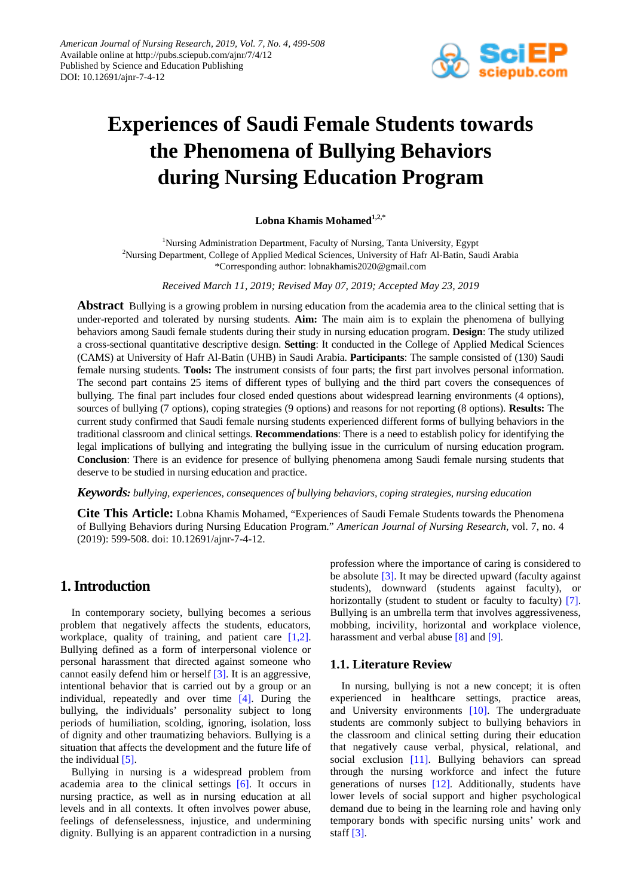# Experiences of Saudi Female Students towards the Phenomena of Bullying Behaviors during Nursing Education Program

**Lobna Khamis Mohamed**[1,2,*]

[1]Nursing Administration Department, Faculty of Nursing, Tanta University, Egypt
[2]Nursing Department, College of Applied Medical Sciences, University of Hafr Al-Batin, Saudi Arabia
*Corresponding author: lobnakhamis2020@gmail.com

*Received March 11, 2019; Revised May 07, 2019; Accepted May 23, 2019*

**Abstract** Bullying is a growing problem in nursing education from the academia area to the clinical setting that is under-reported and tolerated by nursing students. **Aim:** The main aim is to explain the phenomena of bullying behaviors among Saudi female students during their study in nursing education program. **Design**: The study utilized a cross-sectional quantitative descriptive design. **Setting**: It conducted in the College of Applied Medical Sciences (CAMS) at University of Hafr Al-Batin (UHB) in Saudi Arabia. **Participants**: The sample consisted of (130) Saudi female nursing students. **Tools:** The instrument consists of four parts; the first part involves personal information. The second part contains 25 items of different types of bullying and the third part covers the consequences of bullying. The final part includes four closed ended questions about widespread learning environments (4 options), sources of bullying (7 options), coping strategies (9 options) and reasons for not reporting (8 options). **Results:** The current study confirmed that Saudi female nursing students experienced different forms of bullying behaviors in the traditional classroom and clinical settings. **Recommendations**: There is a need to establish policy for identifying the legal implications of bullying and integrating the bullying issue in the curriculum of nursing education program. **Conclusion**: There is an evidence for presence of bullying phenomena among Saudi female nursing students that deserve to be studied in nursing education and practice.

***Keywords:*** *bullying, experiences, consequences of bullying behaviors, coping strategies, nursing education*

**Cite This Article:** Lobna Khamis Mohamed, "Experiences of Saudi Female Students towards the Phenomena of Bullying Behaviors during Nursing Education Program." *American Journal of Nursing Research*, vol. 7, no. 4 (2019): 599-508. doi: 10.12691/ajnr-7-4-12.

## 1. Introduction

In contemporary society, bullying becomes a serious problem that negatively affects the students, educators, workplace, quality of training, and patient care [1,2]. Bullying defined as a form of interpersonal violence or personal harassment that directed against someone who cannot easily defend him or herself [3]. It is an aggressive, intentional behavior that is carried out by a group or an individual, repeatedly and over time [4]. During the bullying, the individuals' personality subject to long periods of humiliation, scolding, ignoring, isolation, loss of dignity and other traumatizing behaviors. Bullying is a situation that affects the development and the future life of the individual [5].

Bullying in nursing is a widespread problem from academia area to the clinical settings [6]. It occurs in nursing practice, as well as in nursing education at all levels and in all contexts. It often involves power abuse, feelings of defenselessness, injustice, and undermining dignity. Bullying is an apparent contradiction in a nursing profession where the importance of caring is considered to be absolute [3]. It may be directed upward (faculty against students), downward (students against faculty), or horizontally (student to student or faculty to faculty) [7]. Bullying is an umbrella term that involves aggressiveness, mobbing, incivility, horizontal and workplace violence, harassment and verbal abuse [8] and [9].

### 1.1. Literature Review

In nursing, bullying is not a new concept; it is often experienced in healthcare settings, practice areas, and University environments [10]. The undergraduate students are commonly subject to bullying behaviors in the classroom and clinical setting during their education that negatively cause verbal, physical, relational, and social exclusion [11]. Bullying behaviors can spread through the nursing workforce and infect the future generations of nurses [12]. Additionally, students have lower levels of social support and higher psychological demand due to being in the learning role and having only temporary bonds with specific nursing units' work and staff [3].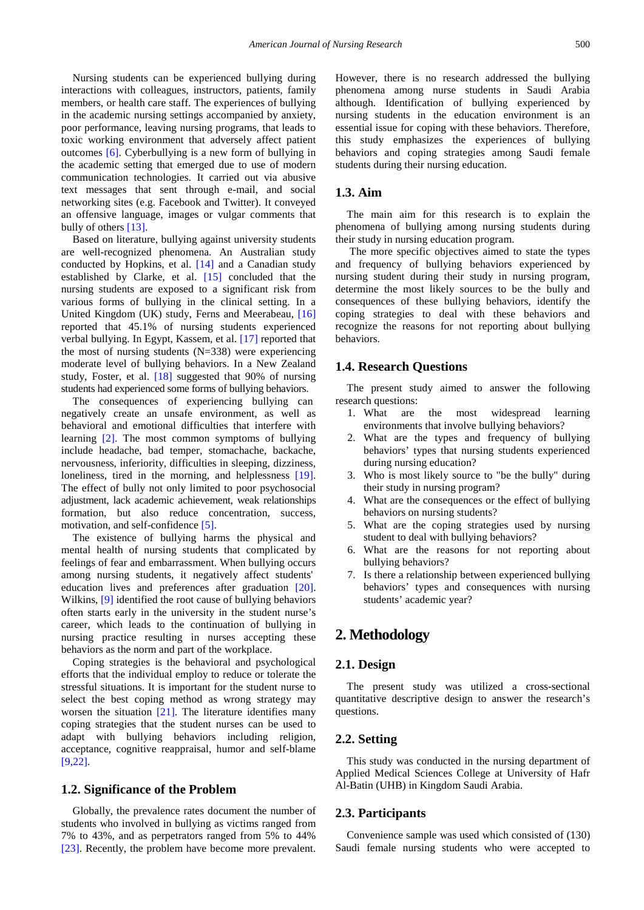Nursing students can be experienced bullying during interactions with colleagues, instructors, patients, family members, or health care staff. The experiences of bullying in the academic nursing settings accompanied by anxiety, poor performance, leaving nursing programs, that leads to toxic working environment that adversely affect patient outcomes [6]. Cyberbullying is a new form of bullying in the academic setting that emerged due to use of modern communication technologies. It carried out via abusive text messages that sent through e-mail, and social networking sites (e.g. Facebook and Twitter). It conveyed an offensive language, images or vulgar comments that bully of others [13].

Based on literature, bullying against university students are well-recognized phenomena. An Australian study conducted by Hopkins, et al. [14] and a Canadian study established by Clarke, et al. [15] concluded that the nursing students are exposed to a significant risk from various forms of bullying in the clinical setting. In a United Kingdom (UK) study, Ferns and Meerabeau, [16] reported that 45.1% of nursing students experienced verbal bullying. In Egypt, Kassem, et al. [17] reported that the most of nursing students (N=338) were experiencing moderate level of bullying behaviors. In a New Zealand study, Foster, et al. [18] suggested that 90% of nursing students had experienced some forms of bullying behaviors.

The consequences of experiencing bullying can negatively create an unsafe environment, as well as behavioral and emotional difficulties that interfere with learning [2]. The most common symptoms of bullying include headache, bad temper, stomachache, backache, nervousness, inferiority, difficulties in sleeping, dizziness, loneliness, tired in the morning, and helplessness [19]. The effect of bully not only limited to poor psychosocial adjustment, lack academic achievement, weak relationships formation, but also reduce concentration, success, motivation, and self-confidence [5].

The existence of bullying harms the physical and mental health of nursing students that complicated by feelings of fear and embarrassment. When bullying occurs among nursing students, it negatively affect students' education lives and preferences after graduation [20]. Wilkins, [9] identified the root cause of bullying behaviors often starts early in the university in the student nurse's career, which leads to the continuation of bullying in nursing practice resulting in nurses accepting these behaviors as the norm and part of the workplace.

Coping strategies is the behavioral and psychological efforts that the individual employ to reduce or tolerate the stressful situations. It is important for the student nurse to select the best coping method as wrong strategy may worsen the situation [21]. The literature identifies many coping strategies that the student nurses can be used to adapt with bullying behaviors including religion, acceptance, cognitive reappraisal, humor and self-blame [9,22].

### 1.2. Significance of the Problem

Globally, the prevalence rates document the number of students who involved in bullying as victims ranged from 7% to 43%, and as perpetrators ranged from 5% to 44% [23]. Recently, the problem have become more prevalent. However, there is no research addressed the bullying phenomena among nurse students in Saudi Arabia although. Identification of bullying experienced by nursing students in the education environment is an essential issue for coping with these behaviors. Therefore, this study emphasizes the experiences of bullying behaviors and coping strategies among Saudi female students during their nursing education.

### 1.3. Aim

The main aim for this research is to explain the phenomena of bullying among nursing students during their study in nursing education program.

The more specific objectives aimed to state the types and frequency of bullying behaviors experienced by nursing student during their study in nursing program, determine the most likely sources to be the bully and consequences of these bullying behaviors, identify the coping strategies to deal with these behaviors and recognize the reasons for not reporting about bullying behaviors.

### 1.4. Research Questions

The present study aimed to answer the following research questions:

1. What are the most widespread learning environments that involve bullying behaviors?
2. What are the types and frequency of bullying behaviors' types that nursing students experienced during nursing education?
3. Who is most likely source to "be the bully" during their study in nursing program?
4. What are the consequences or the effect of bullying behaviors on nursing students?
5. What are the coping strategies used by nursing student to deal with bullying behaviors?
6. What are the reasons for not reporting about bullying behaviors?
7. Is there a relationship between experienced bullying behaviors' types and consequences with nursing students' academic year?

## 2. Methodology

### 2.1. Design

The present study was utilized a cross-sectional quantitative descriptive design to answer the research's questions.

### 2.2. Setting

This study was conducted in the nursing department of Applied Medical Sciences College at University of Hafr Al-Batin (UHB) in Kingdom Saudi Arabia.

### 2.3. Participants

Convenience sample was used which consisted of (130) Saudi female nursing students who were accepted to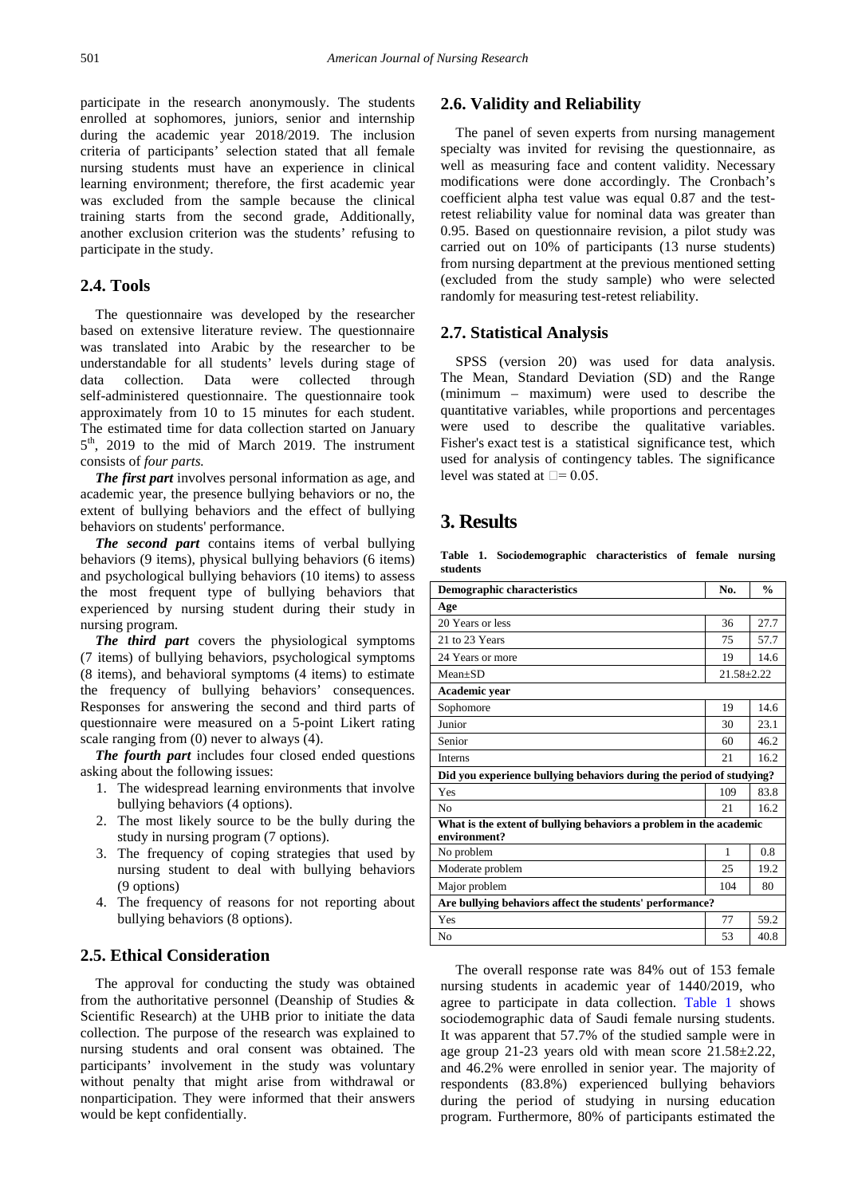participate in the research anonymously. The students enrolled at sophomores, juniors, senior and internship during the academic year 2018/2019. The inclusion criteria of participants' selection stated that all female nursing students must have an experience in clinical learning environment; therefore, the first academic year was excluded from the sample because the clinical training starts from the second grade, Additionally, another exclusion criterion was the students' refusing to participate in the study.

## 2.4. Tools

The questionnaire was developed by the researcher based on extensive literature review. The questionnaire was translated into Arabic by the researcher to be understandable for all students' levels during stage of data collection. Data were collected through self-administered questionnaire. The questionnaire took approximately from 10 to 15 minutes for each student. The estimated time for data collection started on January 5th, 2019 to the mid of March 2019. The instrument consists of *four parts.*

***The first part*** involves personal information as age, and academic year, the presence bullying behaviors or no, the extent of bullying behaviors and the effect of bullying behaviors on students' performance.

***The second part*** contains items of verbal bullying behaviors (9 items), physical bullying behaviors (6 items) and psychological bullying behaviors (10 items) to assess the most frequent type of bullying behaviors that experienced by nursing student during their study in nursing program.

***The third part*** covers the physiological symptoms (7 items) of bullying behaviors, psychological symptoms (8 items), and behavioral symptoms (4 items) to estimate the frequency of bullying behaviors' consequences. Responses for answering the second and third parts of questionnaire were measured on a 5-point Likert rating scale ranging from (0) never to always (4).

***The fourth part*** includes four closed ended questions asking about the following issues:

1. The widespread learning environments that involve bullying behaviors (4 options).
2. The most likely source to be the bully during the study in nursing program (7 options).
3. The frequency of coping strategies that used by nursing student to deal with bullying behaviors (9 options)
4. The frequency of reasons for not reporting about bullying behaviors (8 options).

## 2.5. Ethical Consideration

The approval for conducting the study was obtained from the authoritative personnel (Deanship of Studies & Scientific Research) at the UHB prior to initiate the data collection. The purpose of the research was explained to nursing students and oral consent was obtained. The participants' involvement in the study was voluntary without penalty that might arise from withdrawal or nonparticipation. They were informed that their answers would be kept confidentially.

## 2.6. Validity and Reliability

The panel of seven experts from nursing management specialty was invited for revising the questionnaire, as well as measuring face and content validity. Necessary modifications were done accordingly. The Cronbach's coefficient alpha test value was equal 0.87 and the test-retest reliability value for nominal data was greater than 0.95. Based on questionnaire revision, a pilot study was carried out on 10% of participants (13 nurse students) from nursing department at the previous mentioned setting (excluded from the study sample) who were selected randomly for measuring test-retest reliability.

## 2.7. Statistical Analysis

SPSS (version 20) was used for data analysis. The Mean, Standard Deviation (SD) and the Range (minimum – maximum) were used to describe the quantitative variables, while proportions and percentages were used to describe the qualitative variables. Fisher's exact test is a statistical significance test, which used for analysis of contingency tables. The significance level was stated at $\alpha = 0.05$.

# 3. Results

**Table 1. Sociodemographic characteristics of female nursing students**

| Demographic characteristics | No. | % |
|---|---|---|
| **Age** | | |
| 20 Years or less | 36 | 27.7 |
| 21 to 23 Years | 75 | 57.7 |
| 24 Years or more | 19 | 14.6 |
| Mean±SD | 21.58±2.22 | |
| **Academic year** | | |
| Sophomore | 19 | 14.6 |
| Junior | 30 | 23.1 |
| Senior | 60 | 46.2 |
| Interns | 21 | 16.2 |
| **Did you experience bullying behaviors during the period of studying?** | | |
| Yes | 109 | 83.8 |
| No | 21 | 16.2 |
| **What is the extent of bullying behaviors a problem in the academic environment?** | | |
| No problem | 1 | 0.8 |
| Moderate problem | 25 | 19.2 |
| Major problem | 104 | 80 |
| **Are bullying behaviors affect the students' performance?** | | |
| Yes | 77 | 59.2 |
| No | 53 | 40.8 |

The overall response rate was 84% out of 153 female nursing students in academic year of 1440/2019, who agree to participate in data collection. Table 1 shows sociodemographic data of Saudi female nursing students. It was apparent that 57.7% of the studied sample were in age group 21-23 years old with mean score 21.58±2.22, and 46.2% were enrolled in senior year. The majority of respondents (83.8%) experienced bullying behaviors during the period of studying in nursing education program. Furthermore, 80% of participants estimated the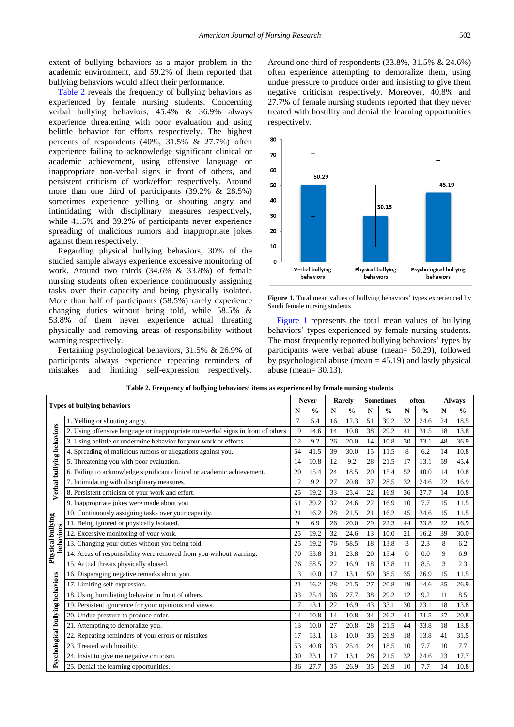extent of bullying behaviors as a major problem in the academic environment, and 59.2% of them reported that bullying behaviors would affect their performance.

Table 2 reveals the frequency of bullying behaviors as experienced by female nursing students. Concerning verbal bullying behaviors, 45.4% & 36.9% always experience threatening with poor evaluation and using belittle behavior for efforts respectively. The highest percents of respondents (40%, 31.5% & 27.7%) often experience failing to acknowledge significant clinical or academic achievement, using offensive language or inappropriate non-verbal signs in front of others, and persistent criticism of work/effort respectively. Around more than one third of participants (39.2% & 28.5%) sometimes experience yelling or shouting angry and intimidating with disciplinary measures respectively, while 41.5% and 39.2% of participants never experience spreading of malicious rumors and inappropriate jokes against them respectively.

Regarding physical bullying behaviors, 30% of the studied sample always experience excessive monitoring of work. Around two thirds (34.6% & 33.8%) of female nursing students often experience continuously assigning tasks over their capacity and being physically isolated. More than half of participants (58.5%) rarely experience changing duties without being told, while 58.5% & 53.8% of them never experience actual threating physically and removing areas of responsibility without warning respectively.

Pertaining psychological behaviors, 31.5% & 26.9% of participants always experience repeating reminders of mistakes and limiting self-expression respectively. Around one third of respondents (33.8%, 31.5% & 24.6%) often experience attempting to demoralize them, using undue pressure to produce order and insisting to give them negative criticism respectively. Moreover, 40.8% and 27.7% of female nursing students reported that they never treated with hostility and denial the learning opportunities respectively.

**Figure 1.** Total mean values of bullying behaviors' types experienced by Saudi female nursing students

Figure 1 represents the total mean values of bullying behaviors' types experienced by female nursing students. The most frequently reported bullying behaviors' types by participants were verbal abuse (mean= 50.29), followed by psychological abuse (mean = 45.19) and lastly physical abuse (mean= 30.13).

**Table 2. Frequency of bullying behaviors' items as experienced by female nursing students**

| Types of bullying behaviors | | Never | | Rarely | | Sometimes | | often | | Always | |
|---|---|---|---|---|---|---|---|---|---|---|---|
| | | N | % | N | % | N | % | N | % | N | % |
| Verbal bullying behaviors | 1. Yelling or shouting angry. | 7 | 5.4 | 16 | 12.3 | 51 | 39.2 | 32 | 24.6 | 24 | 18.5 |
| | 2. Using offensive language or inappropriate non-verbal signs in front of others. | 19 | 14.6 | 14 | 10.8 | 38 | 29.2 | 41 | 31.5 | 18 | 13.8 |
| | 3. Using belittle or undermine behavior for your work or efforts. | 12 | 9.2 | 26 | 20.0 | 14 | 10.8 | 30 | 23.1 | 48 | 36.9 |
| | 4. Spreading of malicious rumors or allegations against you. | 54 | 41.5 | 39 | 30.0 | 15 | 11.5 | 8 | 6.2 | 14 | 10.8 |
| | 5. Threatening you with poor evaluation. | 14 | 10.8 | 12 | 9.2 | 28 | 21.5 | 17 | 13.1 | 59 | 45.4 |
| | 6. Failing to acknowledge significant clinical or academic achievement. | 20 | 15.4 | 24 | 18.5 | 20 | 15.4 | 52 | 40.0 | 14 | 10.8 |
| | 7. Intimidating with disciplinary measures. | 12 | 9.2 | 27 | 20.8 | 37 | 28.5 | 32 | 24.6 | 22 | 16.9 |
| | 8. Persistent criticism of your work and effort. | 25 | 19.2 | 33 | 25.4 | 22 | 16.9 | 36 | 27.7 | 14 | 10.8 |
| | 9. Inappropriate jokes were made about you. | 51 | 39.2 | 32 | 24.6 | 22 | 16.9 | 10 | 7.7 | 15 | 11.5 |
| Physical bullying behaviors | 10. Continuously assigning tasks over your capacity. | 21 | 16.2 | 28 | 21.5 | 21 | 16.2 | 45 | 34.6 | 15 | 11.5 |
| | 11. Being ignored or physically isolated. | 9 | 6.9 | 26 | 20.0 | 29 | 22.3 | 44 | 33.8 | 22 | 16.9 |
| | 12. Excessive monitoring of your work. | 25 | 19.2 | 32 | 24.6 | 13 | 10.0 | 21 | 16.2 | 39 | 30.0 |
| | 13. Changing your duties without you being told. | 25 | 19.2 | 76 | 58.5 | 18 | 13.8 | 3 | 2.3 | 8 | 6.2 |
| | 14. Areas of responsibility were removed from you without warning. | 70 | 53.8 | 31 | 23.8 | 20 | 15.4 | 0 | 0.0 | 9 | 6.9 |
| | 15. Actual threats physically abused. | 76 | 58.5 | 22 | 16.9 | 18 | 13.8 | 11 | 8.5 | 3 | 2.3 |
| Psychological bullying behaviors | 16. Disparaging negative remarks about you. | 13 | 10.0 | 17 | 13.1 | 50 | 38.5 | 35 | 26.9 | 15 | 11.5 |
| | 17. Limiting self-expression. | 21 | 16.2 | 28 | 21.5 | 27 | 20.8 | 19 | 14.6 | 35 | 26.9 |
| | 18. Using humiliating behavior in front of others. | 33 | 25.4 | 36 | 27.7 | 38 | 29.2 | 12 | 9.2 | 11 | 8.5 |
| | 19. Persistent ignorance for your opinions and views. | 17 | 13.1 | 22 | 16.9 | 43 | 33.1 | 30 | 23.1 | 18 | 13.8 |
| | 20. Undue pressure to produce order. | 14 | 10.8 | 14 | 10.8 | 34 | 26.2 | 41 | 31.5 | 27 | 20.8 |
| | 21. Attempting to demoralize you. | 13 | 10.0 | 27 | 20.8 | 28 | 21.5 | 44 | 33.8 | 18 | 13.8 |
| | 22. Repeating reminders of your errors or mistakes | 17 | 13.1 | 13 | 10.0 | 35 | 26.9 | 18 | 13.8 | 41 | 31.5 |
| | 23. Treated with hostility. | 53 | 40.8 | 33 | 25.4 | 24 | 18.5 | 10 | 7.7 | 10 | 7.7 |
| | 24. Insist to give me negative criticism. | 30 | 23.1 | 17 | 13.1 | 28 | 21.5 | 32 | 24.6 | 23 | 17.7 |
| | 25. Denial the learning opportunities. | 36 | 27.7 | 35 | 26.9 | 35 | 26.9 | 10 | 7.7 | 14 | 10.8 |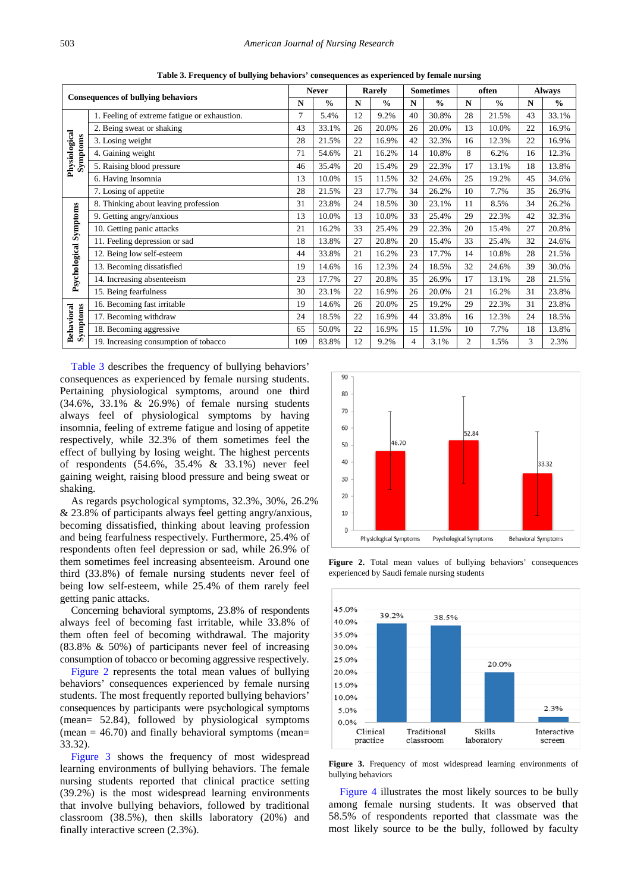**Table 3. Frequency of bullying behaviors' consequences as experienced by female nursing**

| | Consequences of bullying behaviors | Never | | Rarely | | Sometimes | | often | | Always | |
|---|---|---|---|---|---|---|---|---|---|---|---|
| | | N | % | N | % | N | % | N | % | N | % |
| Physiological Symptoms | 1. Feeling of extreme fatigue or exhaustion. | 7 | 5.4% | 12 | 9.2% | 40 | 30.8% | 28 | 21.5% | 43 | 33.1% |
| | 2. Being sweat or shaking | 43 | 33.1% | 26 | 20.0% | 26 | 20.0% | 13 | 10.0% | 22 | 16.9% |
| | 3. Losing weight | 28 | 21.5% | 22 | 16.9% | 42 | 32.3% | 16 | 12.3% | 22 | 16.9% |
| | 4. Gaining weight | 71 | 54.6% | 21 | 16.2% | 14 | 10.8% | 8 | 6.2% | 16 | 12.3% |
| | 5. Raising blood pressure | 46 | 35.4% | 20 | 15.4% | 29 | 22.3% | 17 | 13.1% | 18 | 13.8% |
| | 6. Having Insomnia | 13 | 10.0% | 15 | 11.5% | 32 | 24.6% | 25 | 19.2% | 45 | 34.6% |
| | 7. Losing of appetite | 28 | 21.5% | 23 | 17.7% | 34 | 26.2% | 10 | 7.7% | 35 | 26.9% |
| Psychological Symptoms | 8. Thinking about leaving profession | 31 | 23.8% | 24 | 18.5% | 30 | 23.1% | 11 | 8.5% | 34 | 26.2% |
| | 9. Getting angry/anxious | 13 | 10.0% | 13 | 10.0% | 33 | 25.4% | 29 | 22.3% | 42 | 32.3% |
| | 10. Getting panic attacks | 21 | 16.2% | 33 | 25.4% | 29 | 22.3% | 20 | 15.4% | 27 | 20.8% |
| | 11. Feeling depression or sad | 18 | 13.8% | 27 | 20.8% | 20 | 15.4% | 33 | 25.4% | 32 | 24.6% |
| | 12. Being low self-esteem | 44 | 33.8% | 21 | 16.2% | 23 | 17.7% | 14 | 10.8% | 28 | 21.5% |
| | 13. Becoming dissatisfied | 19 | 14.6% | 16 | 12.3% | 24 | 18.5% | 32 | 24.6% | 39 | 30.0% |
| | 14. Increasing absenteeism | 23 | 17.7% | 27 | 20.8% | 35 | 26.9% | 17 | 13.1% | 28 | 21.5% |
| | 15. Being fearfulness | 30 | 23.1% | 22 | 16.9% | 26 | 20.0% | 21 | 16.2% | 31 | 23.8% |
| Behavioral Symptoms | 16. Becoming fast irritable | 19 | 14.6% | 26 | 20.0% | 25 | 19.2% | 29 | 22.3% | 31 | 23.8% |
| | 17. Becoming withdraw | 24 | 18.5% | 22 | 16.9% | 44 | 33.8% | 16 | 12.3% | 24 | 18.5% |
| | 18. Becoming aggressive | 65 | 50.0% | 22 | 16.9% | 15 | 11.5% | 10 | 7.7% | 18 | 13.8% |
| | 19. Increasing consumption of tobacco | 109 | 83.8% | 12 | 9.2% | 4 | 3.1% | 2 | 1.5% | 3 | 2.3% |

Table 3 describes the frequency of bullying behaviors' consequences as experienced by female nursing students. Pertaining physiological symptoms, around one third (34.6%, 33.1% & 26.9%) of female nursing students always feel of physiological symptoms by having insomnia, feeling of extreme fatigue and losing of appetite respectively, while 32.3% of them sometimes feel the effect of bullying by losing weight. The highest percents of respondents (54.6%, 35.4% & 33.1%) never feel gaining weight, raising blood pressure and being sweat or shaking.

As regards psychological symptoms, 32.3%, 30%, 26.2% & 23.8% of participants always feel getting angry/anxious, becoming dissatisfied, thinking about leaving profession and being fearfulness respectively. Furthermore, 25.4% of respondents often feel depression or sad, while 26.9% of them sometimes feel increasing absenteeism. Around one third (33.8%) of female nursing students never feel of being low self-esteem, while 25.4% of them rarely feel getting panic attacks.

Concerning behavioral symptoms, 23.8% of respondents always feel of becoming fast irritable, while 33.8% of them often feel of becoming withdrawal. The majority (83.8% & 50%) of participants never feel of increasing consumption of tobacco or becoming aggressive respectively.

Figure 2 represents the total mean values of bullying behaviors' consequences experienced by female nursing students. The most frequently reported bullying behaviors' consequences by participants were psychological symptoms (mean= 52.84), followed by physiological symptoms (mean = 46.70) and finally behavioral symptoms (mean= 33.32).

Figure 3 shows the frequency of most widespread learning environments of bullying behaviors. The female nursing students reported that clinical practice setting (39.2%) is the most widespread learning environments that involve bullying behaviors, followed by traditional classroom (38.5%), then skills laboratory (20%) and finally interactive screen (2.3%).

**Figure 2.** Total mean values of bullying behaviors' consequences experienced by Saudi female nursing students

**Figure 3.** Frequency of most widespread learning environments of bullying behaviors

Figure 4 illustrates the most likely sources to be bully among female nursing students. It was observed that 58.5% of respondents reported that classmate was the most likely source to be the bully, followed by faculty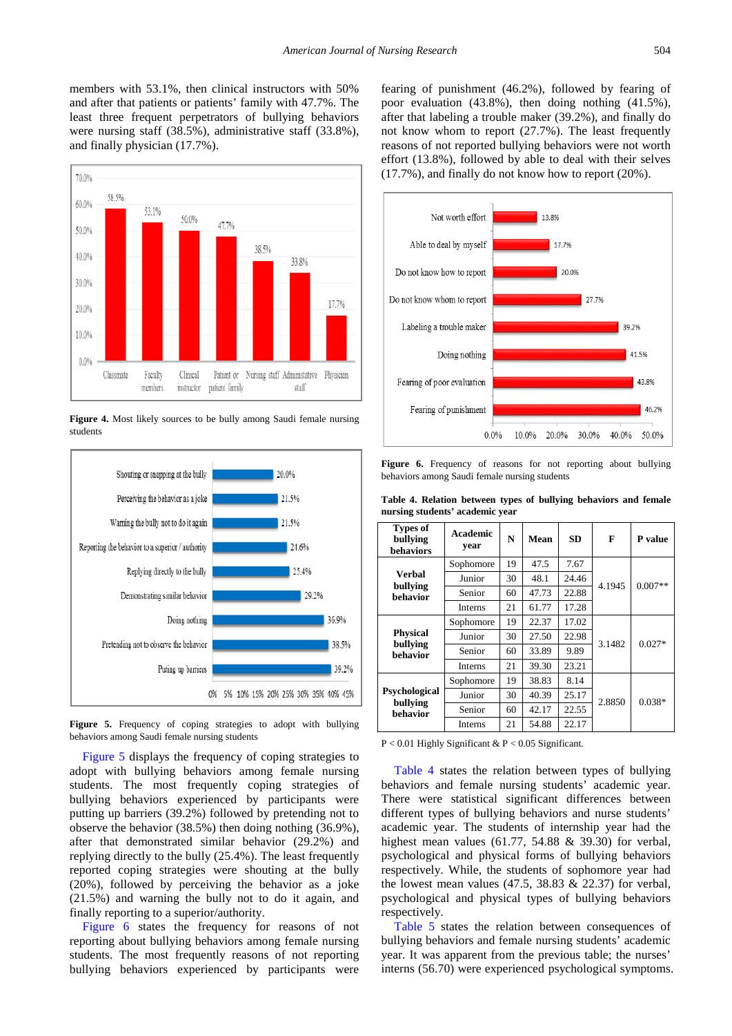members with 53.1%, then clinical instructors with 50% and after that patients or patients' family with 47.7%. The least three frequent perpetrators of bullying behaviors were nursing staff (38.5%), administrative staff (33.8%), and finally physician (17.7%).

**Figure 4.** Most likely sources to be bully among Saudi female nursing students

**Figure 5.** Frequency of coping strategies to adopt with bullying behaviors among Saudi female nursing students

Figure 5 displays the frequency of coping strategies to adopt with bullying behaviors among female nursing students. The most frequently coping strategies of bullying behaviors experienced by participants were putting up barriers (39.2%) followed by pretending not to observe the behavior (38.5%) then doing nothing (36.9%), after that demonstrated similar behavior (29.2%) and replying directly to the bully (25.4%). The least frequently reported coping strategies were shouting at the bully (20%), followed by perceiving the behavior as a joke (21.5%) and warning the bully not to do it again, and finally reporting to a superior/authority.

Figure 6 states the frequency for reasons of not reporting about bullying behaviors among female nursing students. The most frequently reasons of not reporting bullying behaviors experienced by participants were fearing of punishment (46.2%), followed by fearing of poor evaluation (43.8%), then doing nothing (41.5%), after that labeling a trouble maker (39.2%), and finally do not know whom to report (27.7%). The least frequently reasons of not reported bullying behaviors were not worth effort (13.8%), followed by able to deal with their selves (17.7%), and finally do not know how to report (20%).

**Figure 6.** Frequency of reasons for not reporting about bullying behaviors among Saudi female nursing students

**Table 4. Relation between types of bullying behaviors and female nursing students' academic year**

| Types of bullying behaviors | Academic year | N | Mean | SD | F | P value |
|---|---|---|---|---|---|---|
| Verbal bullying behavior | Sophomore | 19 | 47.5 | 7.67 | 4.1945 | 0.007** |
| | Junior | 30 | 48.1 | 24.46 | | |
| | Senior | 60 | 47.73 | 22.88 | | |
| | Interns | 21 | 61.77 | 17.28 | | |
| Physical bullying behavior | Sophomore | 19 | 22.37 | 17.02 | 3.1482 | 0.027* |
| | Junior | 30 | 27.50 | 22.98 | | |
| | Senior | 60 | 33.89 | 9.89 | | |
| | Interns | 21 | 39.30 | 23.21 | | |
| Psychological bullying behavior | Sophomore | 19 | 38.83 | 8.14 | 2.8850 | 0.038* |
| | Junior | 30 | 40.39 | 25.17 | | |
| | Senior | 60 | 42.17 | 22.55 | | |
| | Interns | 21 | 54.88 | 22.17 | | |

P < 0.01 Highly Significant & P < 0.05 Significant.

Table 4 states the relation between types of bullying behaviors and female nursing students' academic year. There were statistical significant differences between different types of bullying behaviors and nurse students' academic year. The students of internship year had the highest mean values (61.77, 54.88 & 39.30) for verbal, psychological and physical forms of bullying behaviors respectively. While, the students of sophomore year had the lowest mean values (47.5, 38.83 & 22.37) for verbal, psychological and physical types of bullying behaviors respectively.

Table 5 states the relation between consequences of bullying behaviors and female nursing students' academic year. It was apparent from the previous table; the nurses' interns (56.70) were experienced psychological symptoms.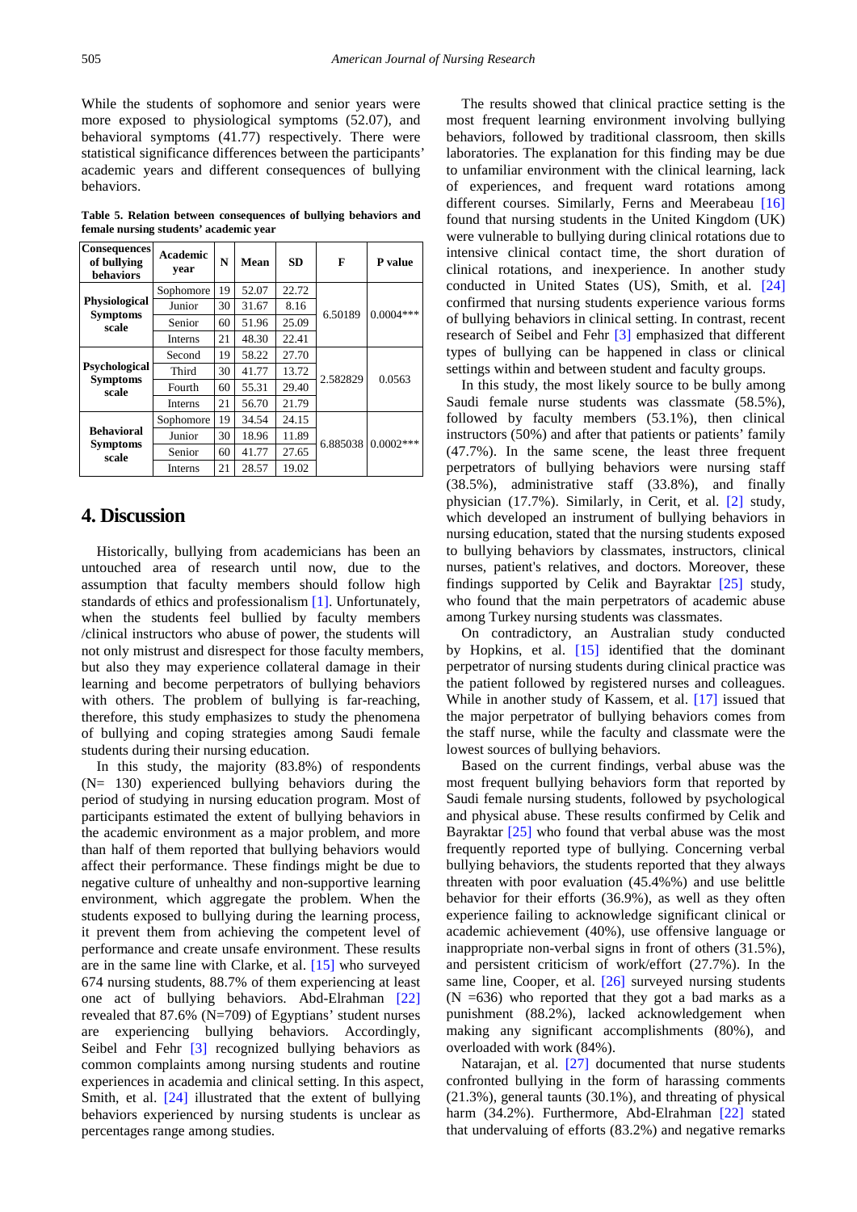While the students of sophomore and senior years were more exposed to physiological symptoms (52.07), and behavioral symptoms (41.77) respectively. There were statistical significance differences between the participants' academic years and different consequences of bullying behaviors.

**Table 5. Relation between consequences of bullying behaviors and female nursing students' academic year**

| Consequences of bullying behaviors | Academic year | N | Mean | SD | F | P value |
|---|---|---|---|---|---|---|
| Physiological Symptoms scale | Sophomore | 19 | 52.07 | 22.72 | 6.50189 | 0.0004*** |
| | Junior | 30 | 31.67 | 8.16 | | |
| | Senior | 60 | 51.96 | 25.09 | | |
| | Interns | 21 | 48.30 | 22.41 | | |
| Psychological Symptoms scale | Second | 19 | 58.22 | 27.70 | 2.582829 | 0.0563 |
| | Third | 30 | 41.77 | 13.72 | | |
| | Fourth | 60 | 55.31 | 29.40 | | |
| | Interns | 21 | 56.70 | 21.79 | | |
| Behavioral Symptoms scale | Sophomore | 19 | 34.54 | 24.15 | 6.885038 | 0.0002*** |
| | Junior | 30 | 18.96 | 11.89 | | |
| | Senior | 60 | 41.77 | 27.65 | | |
| | Interns | 21 | 28.57 | 19.02 | | |

## 4. Discussion

Historically, bullying from academicians has been an untouched area of research until now, due to the assumption that faculty members should follow high standards of ethics and professionalism [1]. Unfortunately, when the students feel bullied by faculty members /clinical instructors who abuse of power, the students will not only mistrust and disrespect for those faculty members, but also they may experience collateral damage in their learning and become perpetrators of bullying behaviors with others. The problem of bullying is far-reaching, therefore, this study emphasizes to study the phenomena of bullying and coping strategies among Saudi female students during their nursing education.

In this study, the majority (83.8%) of respondents (N= 130) experienced bullying behaviors during the period of studying in nursing education program. Most of participants estimated the extent of bullying behaviors in the academic environment as a major problem, and more than half of them reported that bullying behaviors would affect their performance. These findings might be due to negative culture of unhealthy and non-supportive learning environment, which aggregate the problem. When the students exposed to bullying during the learning process, it prevent them from achieving the competent level of performance and create unsafe environment. These results are in the same line with Clarke, et al. [15] who surveyed 674 nursing students, 88.7% of them experiencing at least one act of bullying behaviors. Abd-Elrahman [22] revealed that 87.6% (N=709) of Egyptians' student nurses are experiencing bullying behaviors. Accordingly, Seibel and Fehr [3] recognized bullying behaviors as common complaints among nursing students and routine experiences in academia and clinical setting. In this aspect, Smith, et al. [24] illustrated that the extent of bullying behaviors experienced by nursing students is unclear as percentages range among studies.

The results showed that clinical practice setting is the most frequent learning environment involving bullying behaviors, followed by traditional classroom, then skills laboratories. The explanation for this finding may be due to unfamiliar environment with the clinical learning, lack of experiences, and frequent ward rotations among different courses. Similarly, Ferns and Meerabeau [16] found that nursing students in the United Kingdom (UK) were vulnerable to bullying during clinical rotations due to intensive clinical contact time, the short duration of clinical rotations, and inexperience. In another study conducted in United States (US), Smith, et al. [24] confirmed that nursing students experience various forms of bullying behaviors in clinical setting. In contrast, recent research of Seibel and Fehr [3] emphasized that different types of bullying can be happened in class or clinical settings within and between student and faculty groups.

In this study, the most likely source to be bully among Saudi female nurse students was classmate (58.5%), followed by faculty members (53.1%), then clinical instructors (50%) and after that patients or patients' family (47.7%). In the same scene, the least three frequent perpetrators of bullying behaviors were nursing staff (38.5%), administrative staff (33.8%), and finally physician (17.7%). Similarly, in Cerit, et al. [2] study, which developed an instrument of bullying behaviors in nursing education, stated that the nursing students exposed to bullying behaviors by classmates, instructors, clinical nurses, patient's relatives, and doctors. Moreover, these findings supported by Celik and Bayraktar [25] study, who found that the main perpetrators of academic abuse among Turkey nursing students was classmates.

On contradictory, an Australian study conducted by Hopkins, et al. [15] identified that the dominant perpetrator of nursing students during clinical practice was the patient followed by registered nurses and colleagues. While in another study of Kassem, et al. [17] issued that the major perpetrator of bullying behaviors comes from the staff nurse, while the faculty and classmate were the lowest sources of bullying behaviors.

Based on the current findings, verbal abuse was the most frequent bullying behaviors form that reported by Saudi female nursing students, followed by psychological and physical abuse. These results confirmed by Celik and Bayraktar [25] who found that verbal abuse was the most frequently reported type of bullying. Concerning verbal bullying behaviors, the students reported that they always threaten with poor evaluation (45.4%%) and use belittle behavior for their efforts (36.9%), as well as they often experience failing to acknowledge significant clinical or academic achievement (40%), use offensive language or inappropriate non-verbal signs in front of others (31.5%), and persistent criticism of work/effort (27.7%). In the same line, Cooper, et al. [26] surveyed nursing students (N =636) who reported that they got a bad marks as a punishment (88.2%), lacked acknowledgement when making any significant accomplishments (80%), and overloaded with work (84%).

Natarajan, et al. [27] documented that nurse students confronted bullying in the form of harassing comments (21.3%), general taunts (30.1%), and threating of physical harm (34.2%). Furthermore, Abd-Elrahman [22] stated that undervaluing of efforts (83.2%) and negative remarks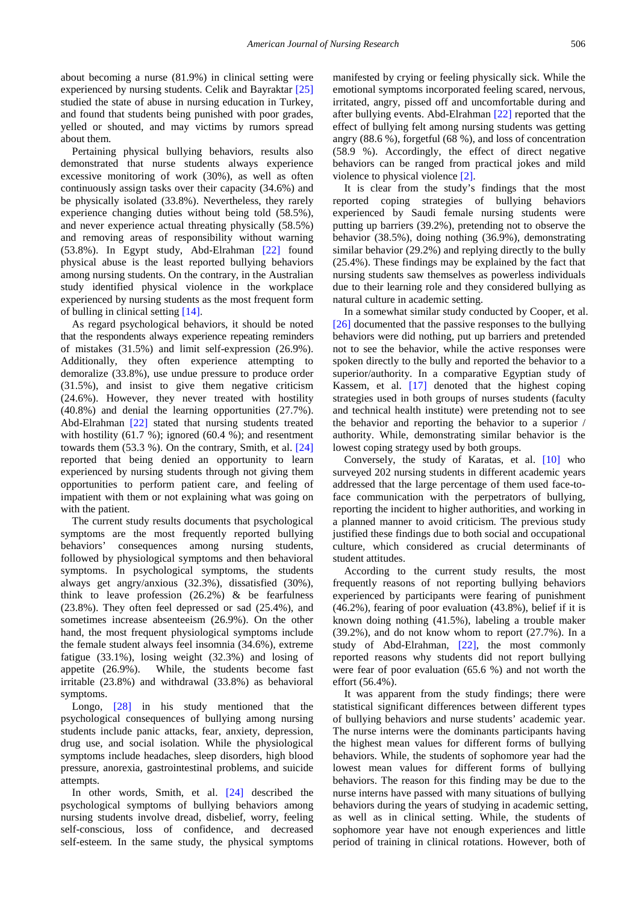about becoming a nurse (81.9%) in clinical setting were experienced by nursing students. Celik and Bayraktar [25] studied the state of abuse in nursing education in Turkey, and found that students being punished with poor grades, yelled or shouted, and may victims by rumors spread about them.

Pertaining physical bullying behaviors, results also demonstrated that nurse students always experience excessive monitoring of work (30%), as well as often continuously assign tasks over their capacity (34.6%) and be physically isolated (33.8%). Nevertheless, they rarely experience changing duties without being told (58.5%), and never experience actual threating physically (58.5%) and removing areas of responsibility without warning (53.8%). In Egypt study, Abd-Elrahman [22] found physical abuse is the least reported bullying behaviors among nursing students. On the contrary, in the Australian study identified physical violence in the workplace experienced by nursing students as the most frequent form of bulling in clinical setting [14].

As regard psychological behaviors, it should be noted that the respondents always experience repeating reminders of mistakes (31.5%) and limit self-expression (26.9%). Additionally, they often experience attempting to demoralize (33.8%), use undue pressure to produce order (31.5%), and insist to give them negative criticism (24.6%). However, they never treated with hostility (40.8%) and denial the learning opportunities (27.7%). Abd-Elrahman [22] stated that nursing students treated with hostility (61.7 %); ignored (60.4 %); and resentment towards them (53.3 %). On the contrary, Smith, et al. [24] reported that being denied an opportunity to learn experienced by nursing students through not giving them opportunities to perform patient care, and feeling of impatient with them or not explaining what was going on with the patient.

The current study results documents that psychological symptoms are the most frequently reported bullying behaviors' consequences among nursing students, followed by physiological symptoms and then behavioral symptoms. In psychological symptoms, the students always get angry/anxious (32.3%), dissatisfied (30%), think to leave profession (26.2%) & be fearfulness (23.8%). They often feel depressed or sad (25.4%), and sometimes increase absenteeism (26.9%). On the other hand, the most frequent physiological symptoms include the female student always feel insomnia (34.6%), extreme fatigue (33.1%), losing weight (32.3%) and losing of appetite (26.9%). While, the students become fast irritable (23.8%) and withdrawal (33.8%) as behavioral symptoms.

Longo, [28] in his study mentioned that the psychological consequences of bullying among nursing students include panic attacks, fear, anxiety, depression, drug use, and social isolation. While the physiological symptoms include headaches, sleep disorders, high blood pressure, anorexia, gastrointestinal problems, and suicide attempts.

In other words, Smith, et al. [24] described the psychological symptoms of bullying behaviors among nursing students involve dread, disbelief, worry, feeling self-conscious, loss of confidence, and decreased self-esteem. In the same study, the physical symptoms manifested by crying or feeling physically sick. While the emotional symptoms incorporated feeling scared, nervous, irritated, angry, pissed off and uncomfortable during and after bullying events. Abd-Elrahman [22] reported that the effect of bullying felt among nursing students was getting angry (88.6 %), forgetful (68 %), and loss of concentration (58.9 %). Accordingly, the effect of direct negative behaviors can be ranged from practical jokes and mild violence to physical violence [2].

It is clear from the study's findings that the most reported coping strategies of bullying behaviors experienced by Saudi female nursing students were putting up barriers (39.2%), pretending not to observe the behavior (38.5%), doing nothing (36.9%), demonstrating similar behavior (29.2%) and replying directly to the bully (25.4%). These findings may be explained by the fact that nursing students saw themselves as powerless individuals due to their learning role and they considered bullying as natural culture in academic setting.

In a somewhat similar study conducted by Cooper, et al. [26] documented that the passive responses to the bullying behaviors were did nothing, put up barriers and pretended not to see the behavior, while the active responses were spoken directly to the bully and reported the behavior to a superior/authority. In a comparative Egyptian study of Kassem, et al. [17] denoted that the highest coping strategies used in both groups of nurses students (faculty and technical health institute) were pretending not to see the behavior and reporting the behavior to a superior / authority. While, demonstrating similar behavior is the lowest coping strategy used by both groups.

Conversely, the study of Karatas, et al. [10] who surveyed 202 nursing students in different academic years addressed that the large percentage of them used face-to-face communication with the perpetrators of bullying, reporting the incident to higher authorities, and working in a planned manner to avoid criticism. The previous study justified these findings due to both social and occupational culture, which considered as crucial determinants of student attitudes.

According to the current study results, the most frequently reasons of not reporting bullying behaviors experienced by participants were fearing of punishment (46.2%), fearing of poor evaluation (43.8%), belief if it is known doing nothing (41.5%), labeling a trouble maker (39.2%), and do not know whom to report (27.7%). In a study of Abd-Elrahman, [22], the most commonly reported reasons why students did not report bullying were fear of poor evaluation (65.6 %) and not worth the effort (56.4%).

It was apparent from the study findings; there were statistical significant differences between different types of bullying behaviors and nurse students' academic year. The nurse interns were the dominants participants having the highest mean values for different forms of bullying behaviors. While, the students of sophomore year had the lowest mean values for different forms of bullying behaviors. The reason for this finding may be due to the nurse interns have passed with many situations of bullying behaviors during the years of studying in academic setting, as well as in clinical setting. While, the students of sophomore year have not enough experiences and little period of training in clinical rotations. However, both of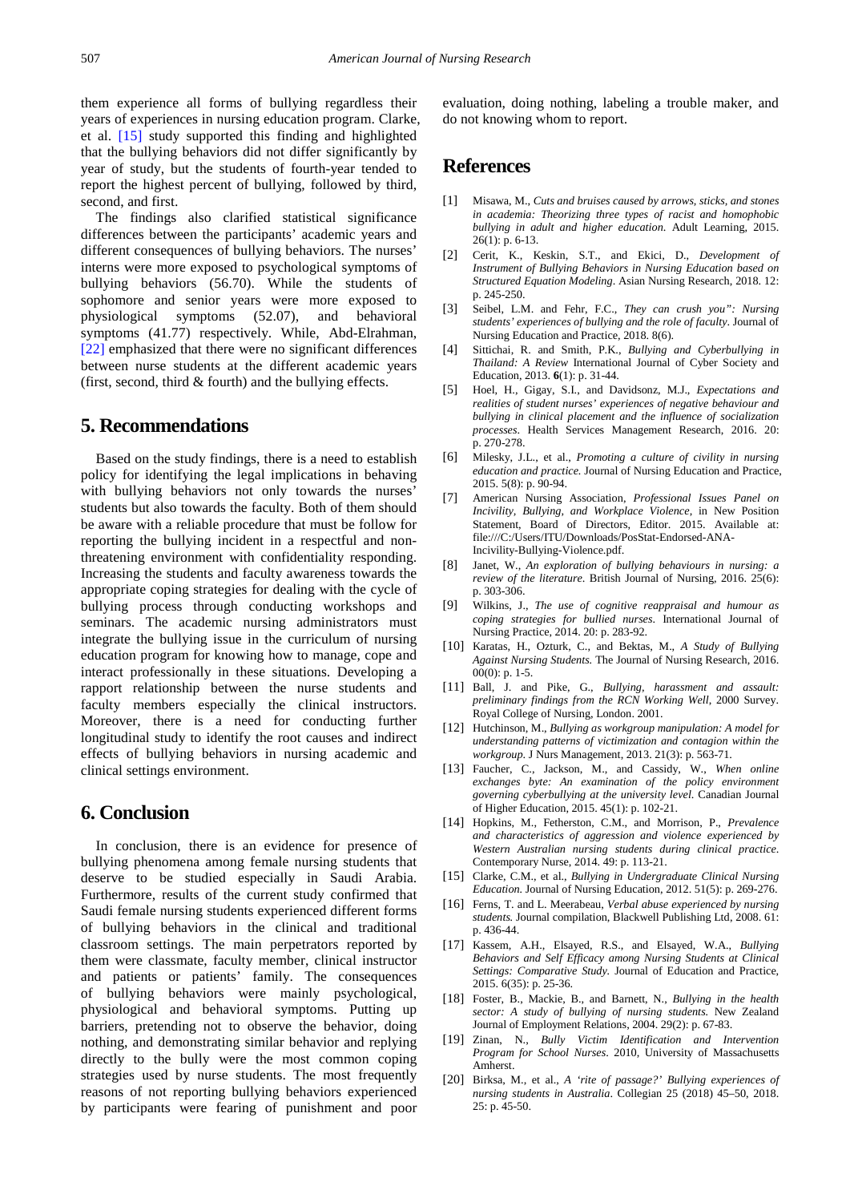them experience all forms of bullying regardless their years of experiences in nursing education program. Clarke, et al. [15] study supported this finding and highlighted that the bullying behaviors did not differ significantly by year of study, but the students of fourth-year tended to report the highest percent of bullying, followed by third, second, and first.

The findings also clarified statistical significance differences between the participants' academic years and different consequences of bullying behaviors. The nurses' interns were more exposed to psychological symptoms of bullying behaviors (56.70). While the students of sophomore and senior years were more exposed to physiological symptoms (52.07), and behavioral symptoms (41.77) respectively. While, Abd-Elrahman, [22] emphasized that there were no significant differences between nurse students at the different academic years (first, second, third & fourth) and the bullying effects.

## 5. Recommendations

Based on the study findings, there is a need to establish policy for identifying the legal implications in behaving with bullying behaviors not only towards the nurses' students but also towards the faculty. Both of them should be aware with a reliable procedure that must be follow for reporting the bullying incident in a respectful and non-threatening environment with confidentiality responding. Increasing the students and faculty awareness towards the appropriate coping strategies for dealing with the cycle of bullying process through conducting workshops and seminars. The academic nursing administrators must integrate the bullying issue in the curriculum of nursing education program for knowing how to manage, cope and interact professionally in these situations. Developing a rapport relationship between the nurse students and faculty members especially the clinical instructors. Moreover, there is a need for conducting further longitudinal study to identify the root causes and indirect effects of bullying behaviors in nursing academic and clinical settings environment.

## 6. Conclusion

In conclusion, there is an evidence for presence of bullying phenomena among female nursing students that deserve to be studied especially in Saudi Arabia. Furthermore, results of the current study confirmed that Saudi female nursing students experienced different forms of bullying behaviors in the clinical and traditional classroom settings. The main perpetrators reported by them were classmate, faculty member, clinical instructor and patients or patients' family. The consequences of bullying behaviors were mainly psychological, physiological and behavioral symptoms. Putting up barriers, pretending not to observe the behavior, doing nothing, and demonstrating similar behavior and replying directly to the bully were the most common coping strategies used by nurse students. The most frequently reasons of not reporting bullying behaviors experienced by participants were fearing of punishment and poor evaluation, doing nothing, labeling a trouble maker, and do not knowing whom to report.

## References

[1] Misawa, M., *Cuts and bruises caused by arrows, sticks, and stones in academia: Theorizing three types of racist and homophobic bullying in adult and higher education.* Adult Learning, 2015. 26(1): p. 6-13.

[2] Cerit, K., Keskin, S.T., and Ekici, D., *Development of Instrument of Bullying Behaviors in Nursing Education based on Structured Equation Modeling*. Asian Nursing Research, 2018. 12: p. 245-250.

[3] Seibel, L.M. and Fehr, F.C., *They can crush you": Nursing students' experiences of bullying and the role of faculty*. Journal of Nursing Education and Practice, 2018. 8(6).

[4] Sittichai, R. and Smith, P.K., *Bullying and Cyberbullying in Thailand: A Review* International Journal of Cyber Society and Education, 2013. **6**(1): p. 31-44.

[5] Hoel, H., Gigay, S.I., and Davidsonz, M.J., *Expectations and realities of student nurses' experiences of negative behaviour and bullying in clinical placement and the influence of socialization processes*. Health Services Management Research, 2016. 20: p. 270-278.

[6] Milesky, J.L., et al., *Promoting a culture of civility in nursing education and practice.* Journal of Nursing Education and Practice, 2015. 5(8): p. 90-94.

[7] American Nursing Association, *Professional Issues Panel on Incivility, Bullying, and Workplace Violence*, in New Position Statement, Board of Directors, Editor. 2015. Available at: file:///C:/Users/ITU/Downloads/PosStat-Endorsed-ANA-Incivility-Bullying-Violence.pdf.

[8] Janet, W., *An exploration of bullying behaviours in nursing: a review of the literature*. British Journal of Nursing, 2016. 25(6): p. 303-306.

[9] Wilkins, J., *The use of cognitive reappraisal and humour as coping strategies for bullied nurses*. International Journal of Nursing Practice, 2014. 20: p. 283-92.

[10] Karatas, H., Ozturk, C., and Bektas, M., *A Study of Bullying Against Nursing Students.* The Journal of Nursing Research, 2016. 00(0): p. 1-5.

[11] Ball, J. and Pike, G., *Bullying, harassment and assault: preliminary findings from the RCN Working Well*, 2000 Survey. Royal College of Nursing, London. 2001.

[12] Hutchinson, M., *Bullying as workgroup manipulation: A model for understanding patterns of victimization and contagion within the workgroup.* J Nurs Management, 2013. 21(3): p. 563-71.

[13] Faucher, C., Jackson, M., and Cassidy, W., *When online exchanges byte: An examination of the policy environment governing cyberbullying at the university level*. Canadian Journal of Higher Education, 2015. 45(1): p. 102-21.

[14] Hopkins, M., Fetherston, C.M., and Morrison, P., *Prevalence and characteristics of aggression and violence experienced by Western Australian nursing students during clinical practice.* Contemporary Nurse, 2014. 49: p. 113-21.

[15] Clarke, C.M., et al., *Bullying in Undergraduate Clinical Nursing Education.* Journal of Nursing Education, 2012. 51(5): p. 269-276.

[16] Ferns, T. and L. Meerabeau, *Verbal abuse experienced by nursing students.* Journal compilation, Blackwell Publishing Ltd, 2008. 61: p. 436-44.

[17] Kassem, A.H., Elsayed, R.S., and Elsayed, W.A., *Bullying Behaviors and Self Efficacy among Nursing Students at Clinical Settings: Comparative Study.* Journal of Education and Practice, 2015. 6(35): p. 25-36.

[18] Foster, B., Mackie, B., and Barnett, N., *Bullying in the health sector: A study of bullying of nursing students.* New Zealand Journal of Employment Relations, 2004. 29(2): p. 67-83.

[19] Zinan, N., *Bully Victim Identification and Intervention Program for School Nurses*. 2010, University of Massachusetts Amherst.

[20] Birksa, M., et al., *A 'rite of passage?' Bullying experiences of nursing students in Australia*. Collegian 25 (2018) 45–50, 2018. 25: p. 45-50.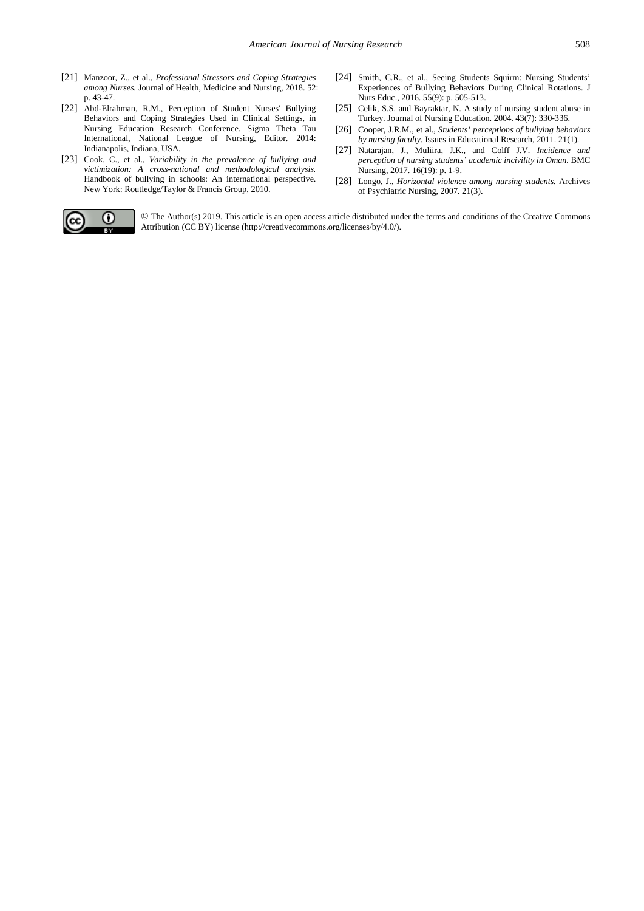[21] Manzoor, Z., et al., *Professional Stressors and Coping Strategies among Nurses.* Journal of Health, Medicine and Nursing, 2018. 52: p. 43-47.

[22] Abd-Elrahman, R.M., Perception of Student Nurses' Bullying Behaviors and Coping Strategies Used in Clinical Settings, in Nursing Education Research Conference. Sigma Theta Tau International, National League of Nursing, Editor. 2014: Indianapolis, Indiana, USA.

[23] Cook, C., et al., *Variability in the prevalence of bullying and victimization: A cross-national and methodological analysis.* Handbook of bullying in schools: An international perspective. New York: Routledge/Taylor & Francis Group, 2010.

[24] Smith, C.R., et al., Seeing Students Squirm: Nursing Students' Experiences of Bullying Behaviors During Clinical Rotations. J Nurs Educ., 2016. 55(9): p. 505-513.

[25] Celik, S.S. and Bayraktar, N. A study of nursing student abuse in Turkey. Journal of Nursing Education. 2004. 43(7): 330-336.

[26] Cooper, J.R.M., et al., *Students' perceptions of bullying behaviors by nursing faculty.* Issues in Educational Research, 2011. 21(1).

[27] Natarajan, J., Muliira, J.K., and Colff J.V. *Incidence and perception of nursing students' academic incivility in Oman.* BMC Nursing, 2017. 16(19): p. 1-9.

[28] Longo, J., *Horizontal violence among nursing students.* Archives of Psychiatric Nursing, 2007. 21(3).

© The Author(s) 2019. This article is an open access article distributed under the terms and conditions of the Creative Commons Attribution (CC BY) license (http://creativecommons.org/licenses/by/4.0/).